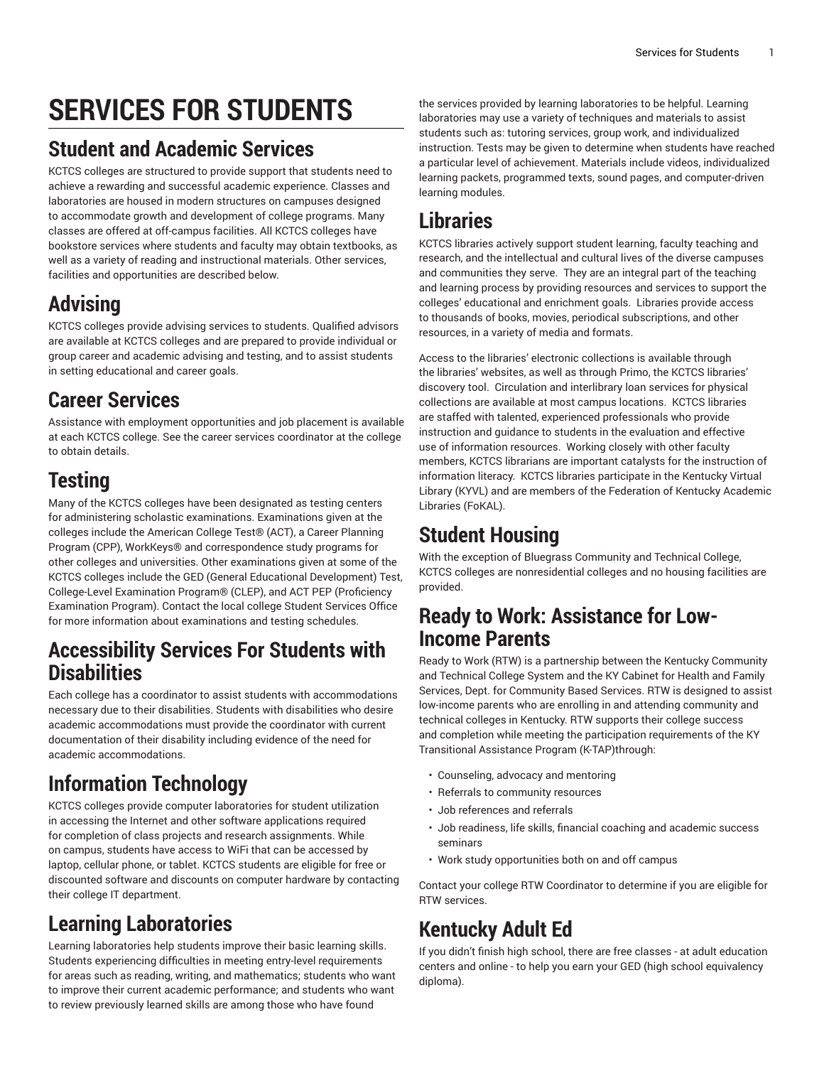# SERVICES FOR STUDENTS

## Student and Academic Services

KCTCS colleges are structured to provide support that students need to achieve a rewarding and successful academic experience. Classes and laboratories are housed in modern structures on campuses designed to accommodate growth and development of college programs. Many classes are offered at off-campus facilities. All KCTCS colleges have bookstore services where students and faculty may obtain textbooks, as well as a variety of reading and instructional materials. Other services, facilities and opportunities are described below.

## Advising

KCTCS colleges provide advising services to students. Qualified advisors are available at KCTCS colleges and are prepared to provide individual or group career and academic advising and testing, and to assist students in setting educational and career goals.

## Career Services

Assistance with employment opportunities and job placement is available at each KCTCS college. See the career services coordinator at the college to obtain details.

## Testing

Many of the KCTCS colleges have been designated as testing centers for administering scholastic examinations. Examinations given at the colleges include the American College Test® (ACT), a Career Planning Program (CPP), WorkKeys® and correspondence study programs for other colleges and universities. Other examinations given at some of the KCTCS colleges include the GED (General Educational Development) Test, College-Level Examination Program® (CLEP), and ACT PEP (Proficiency Examination Program). Contact the local college Student Services Office for more information about examinations and testing schedules.

## Accessibility Services For Students with Disabilities

Each college has a coordinator to assist students with accommodations necessary due to their disabilities. Students with disabilities who desire academic accommodations must provide the coordinator with current documentation of their disability including evidence of the need for academic accommodations.

## Information Technology

KCTCS colleges provide computer laboratories for student utilization in accessing the Internet and other software applications required for completion of class projects and research assignments. While on campus, students have access to WiFi that can be accessed by laptop, cellular phone, or tablet. KCTCS students are eligible for free or discounted software and discounts on computer hardware by contacting their college IT department.

## Learning Laboratories

Learning laboratories help students improve their basic learning skills. Students experiencing difficulties in meeting entry-level requirements for areas such as reading, writing, and mathematics; students who want to improve their current academic performance; and students who want to review previously learned skills are among those who have found the services provided by learning laboratories to be helpful. Learning laboratories may use a variety of techniques and materials to assist students such as: tutoring services, group work, and individualized instruction. Tests may be given to determine when students have reached a particular level of achievement. Materials include videos, individualized learning packets, programmed texts, sound pages, and computer-driven learning modules.

## Libraries

KCTCS libraries actively support student learning, faculty teaching and research, and the intellectual and cultural lives of the diverse campuses and communities they serve. They are an integral part of the teaching and learning process by providing resources and services to support the colleges' educational and enrichment goals. Libraries provide access to thousands of books, movies, periodical subscriptions, and other resources, in a variety of media and formats.

Access to the libraries' electronic collections is available through the libraries' websites, as well as through Primo, the KCTCS libraries' discovery tool. Circulation and interlibrary loan services for physical collections are available at most campus locations. KCTCS libraries are staffed with talented, experienced professionals who provide instruction and guidance to students in the evaluation and effective use of information resources. Working closely with other faculty members, KCTCS librarians are important catalysts for the instruction of information literacy. KCTCS libraries participate in the Kentucky Virtual Library (KYVL) and are members of the Federation of Kentucky Academic Libraries (FoKAL).

## Student Housing

With the exception of Bluegrass Community and Technical College, KCTCS colleges are nonresidential colleges and no housing facilities are provided.

## Ready to Work: Assistance for Low-Income Parents

Ready to Work (RTW) is a partnership between the Kentucky Community and Technical College System and the KY Cabinet for Health and Family Services, Dept. for Community Based Services. RTW is designed to assist low-income parents who are enrolling in and attending community and technical colleges in Kentucky. RTW supports their college success and completion while meeting the participation requirements of the KY Transitional Assistance Program (K-TAP)through:

- Counseling, advocacy and mentoring
- Referrals to community resources
- Job references and referrals
- Job readiness, life skills, financial coaching and academic success seminars
- Work study opportunities both on and off campus

Contact your college RTW Coordinator to determine if you are eligible for RTW services.

## Kentucky Adult Ed

If you didn't finish high school, there are free classes - at adult education centers and online - to help you earn your GED (high school equivalency diploma).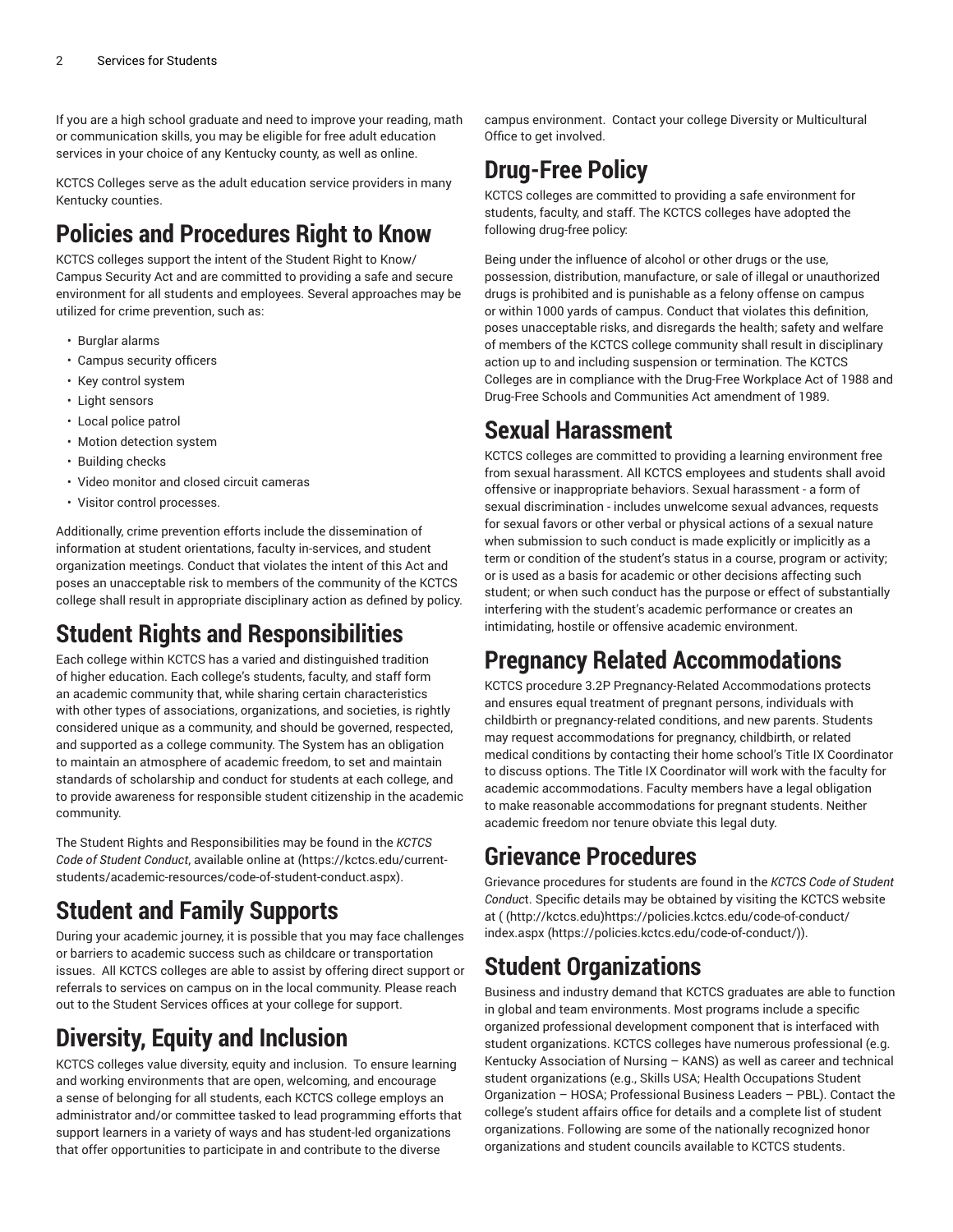If you are a high school graduate and need to improve your reading, math or communication skills, you may be eligible for free adult education services in your choice of any Kentucky county, as well as online.

KCTCS Colleges serve as the adult education service providers in many Kentucky counties.

# Policies and Procedures Right to Know

KCTCS colleges support the intent of the Student Right to Know/ Campus Security Act and are committed to providing a safe and secure environment for all students and employees. Several approaches may be utilized for crime prevention, such as:

- Burglar alarms
- Campus security officers
- Key control system
- Light sensors
- Local police patrol
- Motion detection system
- Building checks
- Video monitor and closed circuit cameras
- Visitor control processes.

Additionally, crime prevention efforts include the dissemination of information at student orientations, faculty in-services, and student organization meetings. Conduct that violates the intent of this Act and poses an unacceptable risk to members of the community of the KCTCS college shall result in appropriate disciplinary action as defined by policy.

# Student Rights and Responsibilities

Each college within KCTCS has a varied and distinguished tradition of higher education. Each college's students, faculty, and staff form an academic community that, while sharing certain characteristics with other types of associations, organizations, and societies, is rightly considered unique as a community, and should be governed, respected, and supported as a college community. The System has an obligation to maintain an atmosphere of academic freedom, to set and maintain standards of scholarship and conduct for students at each college, and to provide awareness for responsible student citizenship in the academic community.

The Student Rights and Responsibilities may be found in the *KCTCS Code of Student Conduct*, available online at (https://kctcs.edu/current-students/academic-resources/code-of-student-conduct.aspx).

# Student and Family Supports

During your academic journey, it is possible that you may face challenges or barriers to academic success such as childcare or transportation issues. All KCTCS colleges are able to assist by offering direct support or referrals to services on campus on in the local community. Please reach out to the Student Services offices at your college for support.

# Diversity, Equity and Inclusion

KCTCS colleges value diversity, equity and inclusion. To ensure learning and working environments that are open, welcoming, and encourage a sense of belonging for all students, each KCTCS college employs an administrator and/or committee tasked to lead programming efforts that support learners in a variety of ways and has student-led organizations that offer opportunities to participate in and contribute to the diverse campus environment. Contact your college Diversity or Multicultural Office to get involved.

# Drug-Free Policy

KCTCS colleges are committed to providing a safe environment for students, faculty, and staff. The KCTCS colleges have adopted the following drug-free policy:

Being under the influence of alcohol or other drugs or the use, possession, distribution, manufacture, or sale of illegal or unauthorized drugs is prohibited and is punishable as a felony offense on campus or within 1000 yards of campus. Conduct that violates this definition, poses unacceptable risks, and disregards the health; safety and welfare of members of the KCTCS college community shall result in disciplinary action up to and including suspension or termination. The KCTCS Colleges are in compliance with the Drug-Free Workplace Act of 1988 and Drug-Free Schools and Communities Act amendment of 1989.

# Sexual Harassment

KCTCS colleges are committed to providing a learning environment free from sexual harassment. All KCTCS employees and students shall avoid offensive or inappropriate behaviors. Sexual harassment - a form of sexual discrimination - includes unwelcome sexual advances, requests for sexual favors or other verbal or physical actions of a sexual nature when submission to such conduct is made explicitly or implicitly as a term or condition of the student's status in a course, program or activity; or is used as a basis for academic or other decisions affecting such student; or when such conduct has the purpose or effect of substantially interfering with the student's academic performance or creates an intimidating, hostile or offensive academic environment.

# Pregnancy Related Accommodations

KCTCS procedure 3.2P Pregnancy-Related Accommodations protects and ensures equal treatment of pregnant persons, individuals with childbirth or pregnancy-related conditions, and new parents. Students may request accommodations for pregnancy, childbirth, or related medical conditions by contacting their home school's Title IX Coordinator to discuss options. The Title IX Coordinator will work with the faculty for academic accommodations. Faculty members have a legal obligation to make reasonable accommodations for pregnant students. Neither academic freedom nor tenure obviate this legal duty.

# Grievance Procedures

Grievance procedures for students are found in the *KCTCS Code of Student Conduc*t. Specific details may be obtained by visiting the KCTCS website at ( (http://kctcs.edu)https://policies.kctcs.edu/code-of-conduct/index.aspx (https://policies.kctcs.edu/code-of-conduct/)).

# Student Organizations

Business and industry demand that KCTCS graduates are able to function in global and team environments. Most programs include a specific organized professional development component that is interfaced with student organizations. KCTCS colleges have numerous professional (e.g. Kentucky Association of Nursing – KANS) as well as career and technical student organizations (e.g., Skills USA; Health Occupations Student Organization – HOSA; Professional Business Leaders – PBL). Contact the college's student affairs office for details and a complete list of student organizations. Following are some of the nationally recognized honor organizations and student councils available to KCTCS students.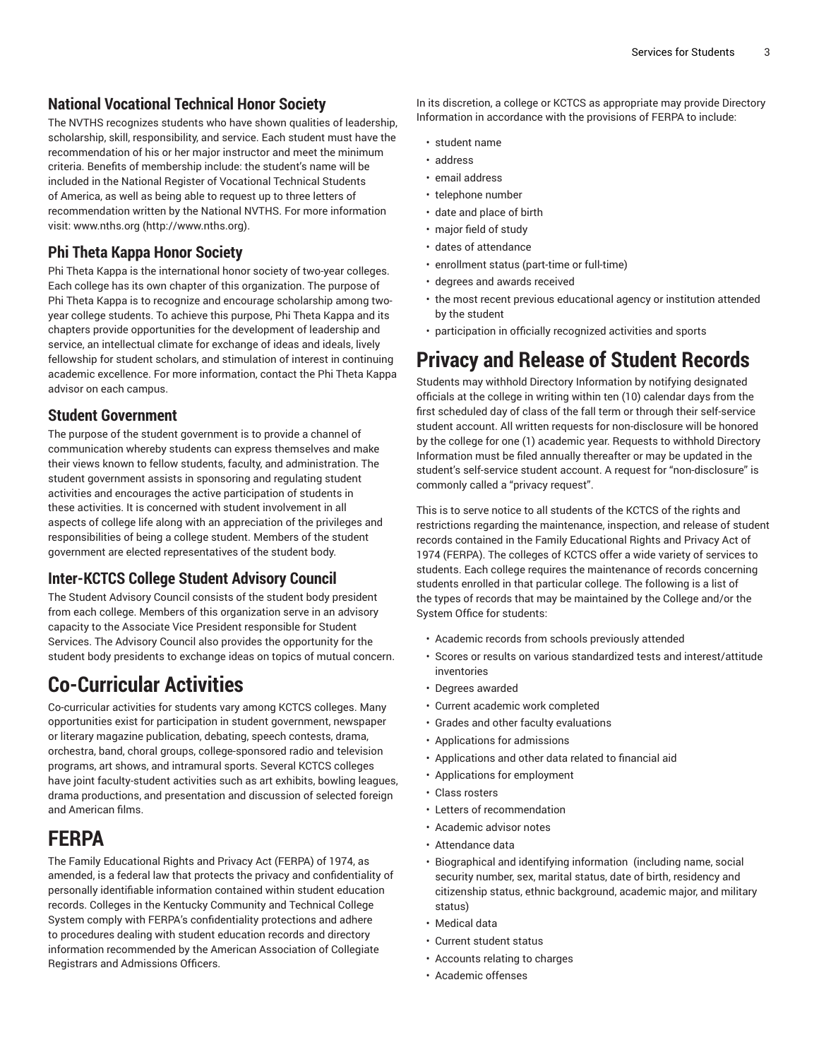## National Vocational Technical Honor Society

The NVTHS recognizes students who have shown qualities of leadership, scholarship, skill, responsibility, and service. Each student must have the recommendation of his or her major instructor and meet the minimum criteria. Benefits of membership include: the student's name will be included in the National Register of Vocational Technical Students of America, as well as being able to request up to three letters of recommendation written by the National NVTHS. For more information visit: www.nths.org (http://www.nths.org).

## Phi Theta Kappa Honor Society

Phi Theta Kappa is the international honor society of two-year colleges. Each college has its own chapter of this organization. The purpose of Phi Theta Kappa is to recognize and encourage scholarship among two-year college students. To achieve this purpose, Phi Theta Kappa and its chapters provide opportunities for the development of leadership and service, an intellectual climate for exchange of ideas and ideals, lively fellowship for student scholars, and stimulation of interest in continuing academic excellence. For more information, contact the Phi Theta Kappa advisor on each campus.

## Student Government

The purpose of the student government is to provide a channel of communication whereby students can express themselves and make their views known to fellow students, faculty, and administration. The student government assists in sponsoring and regulating student activities and encourages the active participation of students in these activities. It is concerned with student involvement in all aspects of college life along with an appreciation of the privileges and responsibilities of being a college student. Members of the student government are elected representatives of the student body.

## Inter-KCTCS College Student Advisory Council

The Student Advisory Council consists of the student body president from each college. Members of this organization serve in an advisory capacity to the Associate Vice President responsible for Student Services. The Advisory Council also provides the opportunity for the student body presidents to exchange ideas on topics of mutual concern.

# Co-Curricular Activities

Co-curricular activities for students vary among KCTCS colleges. Many opportunities exist for participation in student government, newspaper or literary magazine publication, debating, speech contests, drama, orchestra, band, choral groups, college-sponsored radio and television programs, art shows, and intramural sports. Several KCTCS colleges have joint faculty-student activities such as art exhibits, bowling leagues, drama productions, and presentation and discussion of selected foreign and American films.

# FERPA

The Family Educational Rights and Privacy Act (FERPA) of 1974, as amended, is a federal law that protects the privacy and confidentiality of personally identifiable information contained within student education records. Colleges in the Kentucky Community and Technical College System comply with FERPA's confidentiality protections and adhere to procedures dealing with student education records and directory information recommended by the American Association of Collegiate Registrars and Admissions Officers.

In its discretion, a college or KCTCS as appropriate may provide Directory Information in accordance with the provisions of FERPA to include:

- student name
- address
- email address
- telephone number
- date and place of birth
- major field of study
- dates of attendance
- enrollment status (part-time or full-time)
- degrees and awards received
- the most recent previous educational agency or institution attended by the student
- participation in officially recognized activities and sports

# Privacy and Release of Student Records

Students may withhold Directory Information by notifying designated officials at the college in writing within ten (10) calendar days from the first scheduled day of class of the fall term or through their self-service student account. All written requests for non-disclosure will be honored by the college for one (1) academic year. Requests to withhold Directory Information must be filed annually thereafter or may be updated in the student's self-service student account. A request for "non-disclosure" is commonly called a "privacy request".

This is to serve notice to all students of the KCTCS of the rights and restrictions regarding the maintenance, inspection, and release of student records contained in the Family Educational Rights and Privacy Act of 1974 (FERPA). The colleges of KCTCS offer a wide variety of services to students. Each college requires the maintenance of records concerning students enrolled in that particular college. The following is a list of the types of records that may be maintained by the College and/or the System Office for students:

- Academic records from schools previously attended
- Scores or results on various standardized tests and interest/attitude inventories
- Degrees awarded
- Current academic work completed
- Grades and other faculty evaluations
- Applications for admissions
- Applications and other data related to financial aid
- Applications for employment
- Class rosters
- Letters of recommendation
- Academic advisor notes
- Attendance data
- Biographical and identifying information (including name, social security number, sex, marital status, date of birth, residency and citizenship status, ethnic background, academic major, and military status)
- Medical data
- Current student status
- Accounts relating to charges
- Academic offenses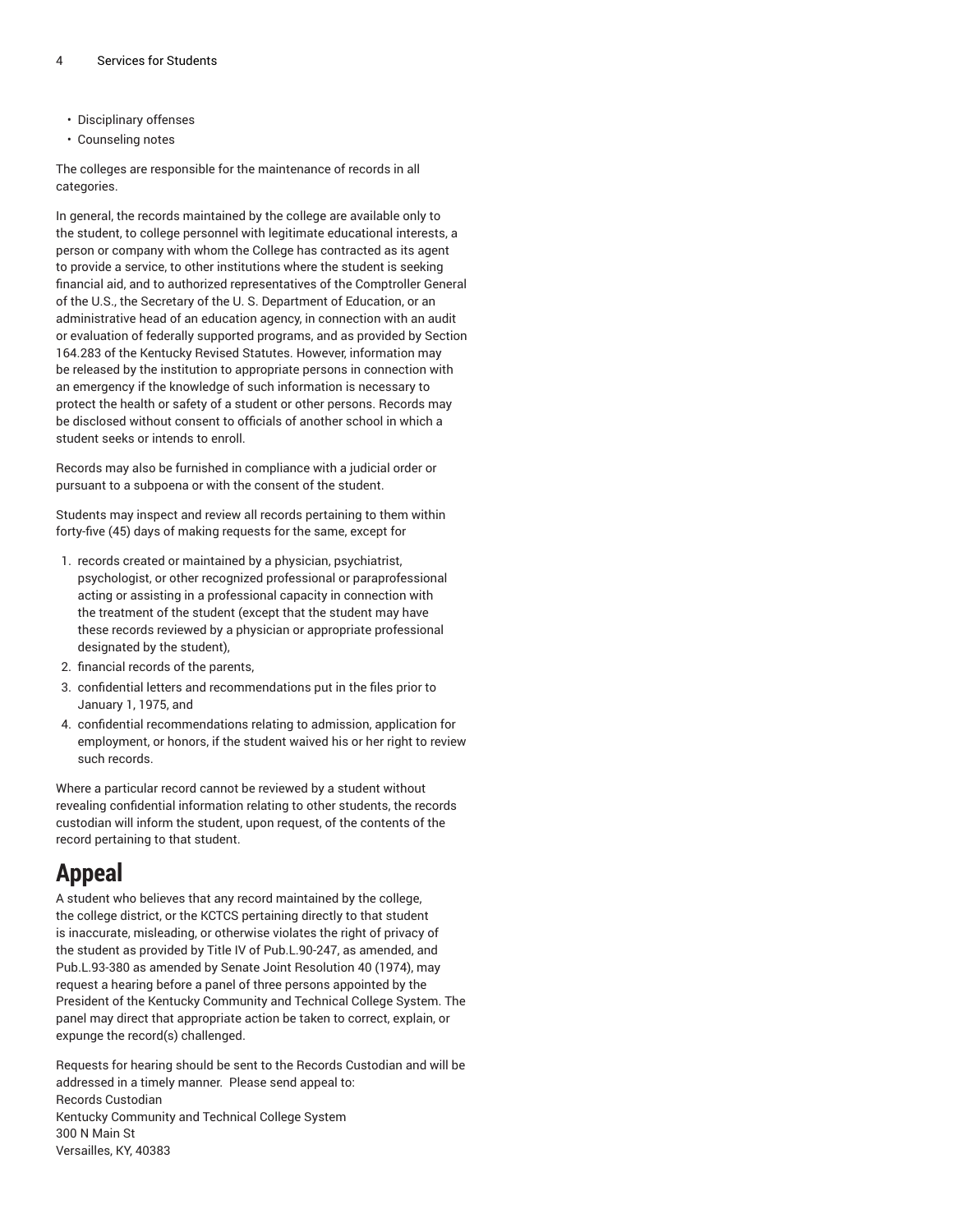- Disciplinary offenses
- Counseling notes

The colleges are responsible for the maintenance of records in all categories.

In general, the records maintained by the college are available only to the student, to college personnel with legitimate educational interests, a person or company with whom the College has contracted as its agent to provide a service, to other institutions where the student is seeking financial aid, and to authorized representatives of the Comptroller General of the U.S., the Secretary of the U. S. Department of Education, or an administrative head of an education agency, in connection with an audit or evaluation of federally supported programs, and as provided by Section 164.283 of the Kentucky Revised Statutes. However, information may be released by the institution to appropriate persons in connection with an emergency if the knowledge of such information is necessary to protect the health or safety of a student or other persons. Records may be disclosed without consent to officials of another school in which a student seeks or intends to enroll.

Records may also be furnished in compliance with a judicial order or pursuant to a subpoena or with the consent of the student.

Students may inspect and review all records pertaining to them within forty-five (45) days of making requests for the same, except for

1. records created or maintained by a physician, psychiatrist, psychologist, or other recognized professional or paraprofessional acting or assisting in a professional capacity in connection with the treatment of the student (except that the student may have these records reviewed by a physician or appropriate professional designated by the student),
2. financial records of the parents,
3. confidential letters and recommendations put in the files prior to January 1, 1975, and
4. confidential recommendations relating to admission, application for employment, or honors, if the student waived his or her right to review such records.

Where a particular record cannot be reviewed by a student without revealing confidential information relating to other students, the records custodian will inform the student, upon request, of the contents of the record pertaining to that student.

# Appeal

A student who believes that any record maintained by the college, the college district, or the KCTCS pertaining directly to that student is inaccurate, misleading, or otherwise violates the right of privacy of the student as provided by Title IV of Pub.L.90-247, as amended, and Pub.L.93-380 as amended by Senate Joint Resolution 40 (1974), may request a hearing before a panel of three persons appointed by the President of the Kentucky Community and Technical College System. The panel may direct that appropriate action be taken to correct, explain, or expunge the record(s) challenged.

Requests for hearing should be sent to the Records Custodian and will be addressed in a timely manner. Please send appeal to:
Records Custodian
Kentucky Community and Technical College System
300 N Main St
Versailles, KY, 40383